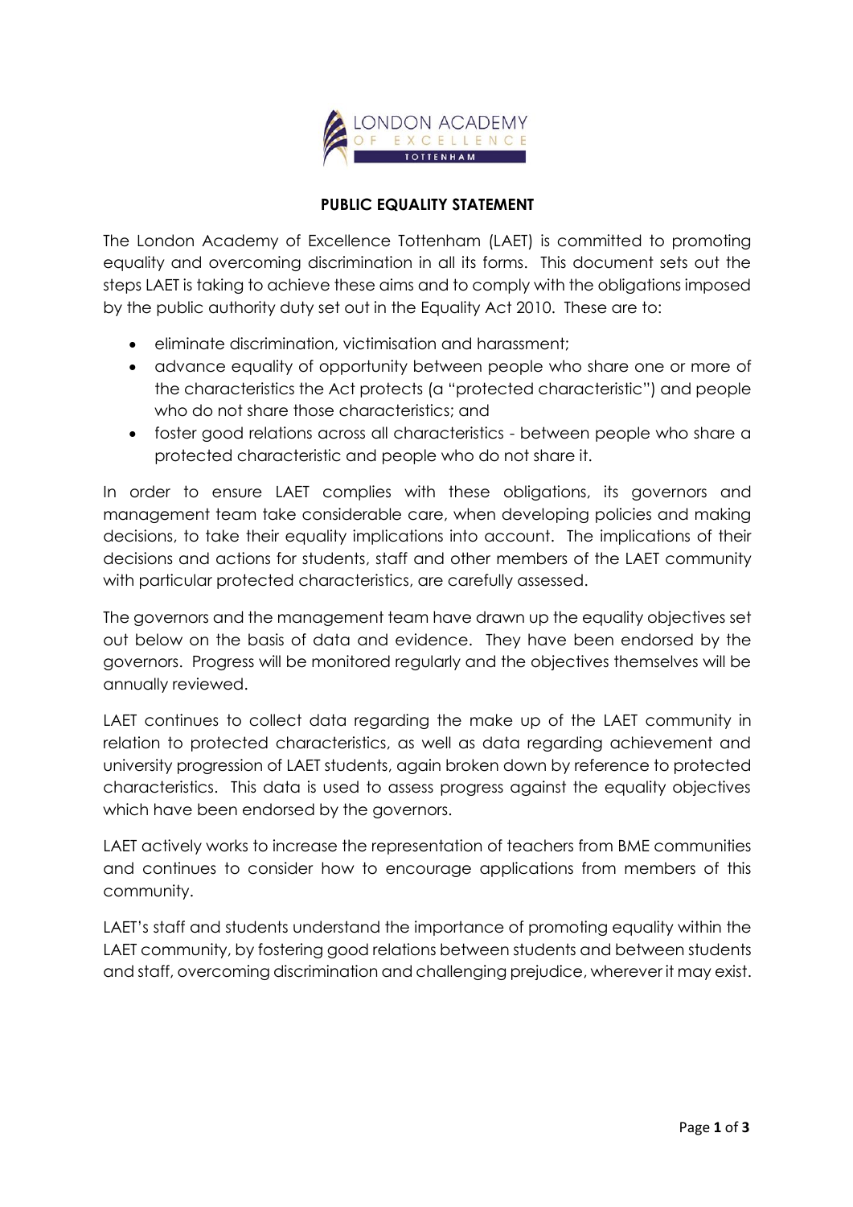# PUBLIC EQUALITY STATEMENT

The London Academy of Excellence Tottenham (LAET) is committed to promoting equality and overcoming discrimination in all its forms. This document sets out the steps LAET is taking to achieve these aims and to comply with the obligations imposed by the public authority duty set out in the Equality Act 2010. These are to:

- eliminate discrimination, victimisation and harassment;
- advance equality of opportunity between people who share one or more of the characteristics the Act protects (a "protected characteristic") and people who do not share those characteristics; and
- foster good relations across all characteristics - between people who share a protected characteristic and people who do not share it.

In order to ensure LAET complies with these obligations, its governors and management team take considerable care, when developing policies and making decisions, to take their equality implications into account. The implications of their decisions and actions for students, staff and other members of the LAET community with particular protected characteristics, are carefully assessed.

The governors and the management team have drawn up the equality objectives set out below on the basis of data and evidence. They have been endorsed by the governors. Progress will be monitored regularly and the objectives themselves will be annually reviewed.

LAET continues to collect data regarding the make up of the LAET community in relation to protected characteristics, as well as data regarding achievement and university progression of LAET students, again broken down by reference to protected characteristics. This data is used to assess progress against the equality objectives which have been endorsed by the governors.

LAET actively works to increase the representation of teachers from BME communities and continues to consider how to encourage applications from members of this community.

LAET's staff and students understand the importance of promoting equality within the LAET community, by fostering good relations between students and between students and staff, overcoming discrimination and challenging prejudice, wherever it may exist.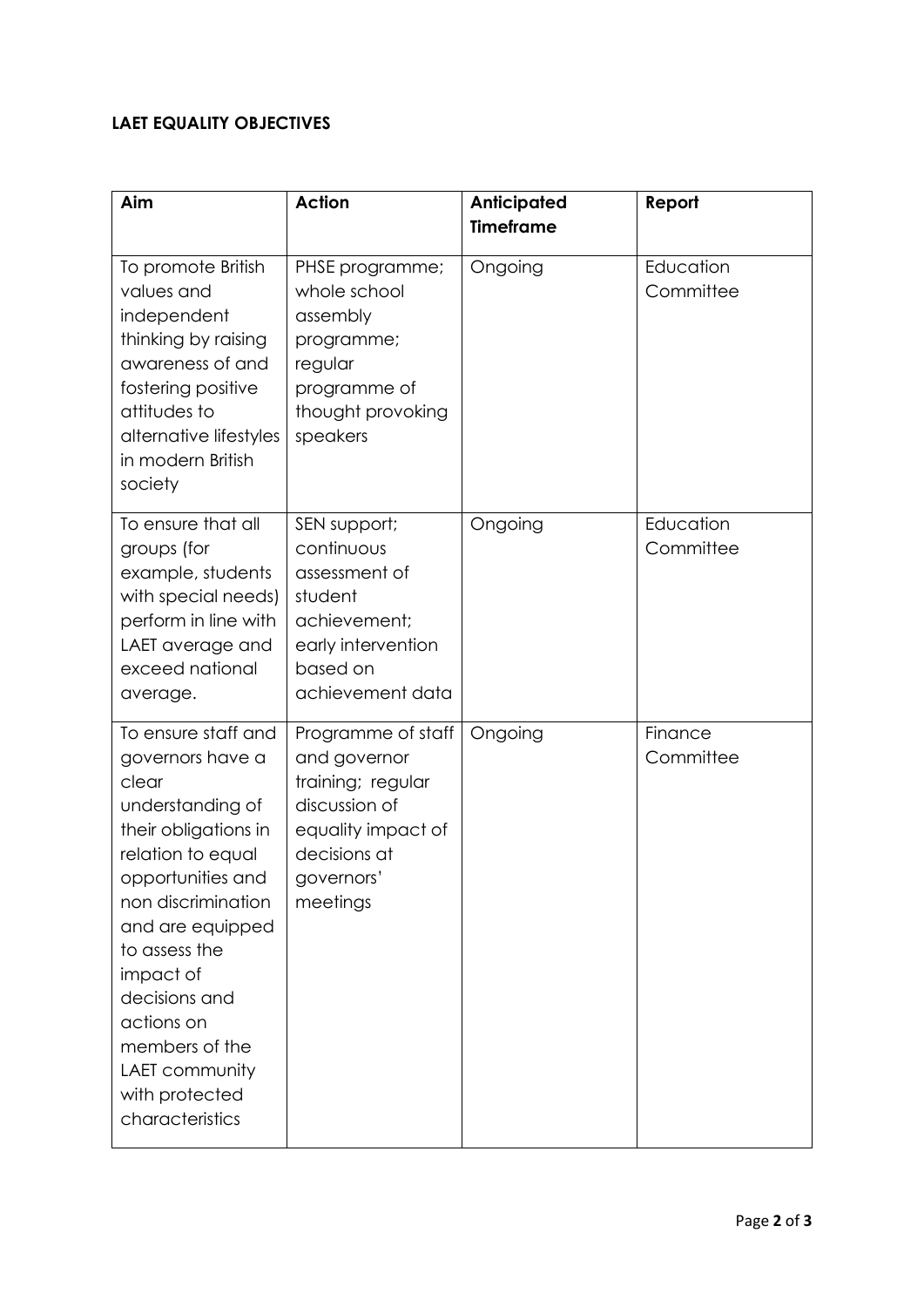**LAET EQUALITY OBJECTIVES**

| Aim | Action | Anticipated Timeframe | Report |
| --- | --- | --- | --- |
| To promote British values and independent thinking by raising awareness of and fostering positive attitudes to alternative lifestyles in modern British society | PHSE programme; whole school assembly programme; regular programme of thought provoking speakers | Ongoing | Education Committee |
| To ensure that all groups (for example, students with special needs) perform in line with LAET average and exceed national average. | SEN support; continuous assessment of student achievement; early intervention based on achievement data | Ongoing | Education Committee |
| To ensure staff and governors have a clear understanding of their obligations in relation to equal opportunities and non discrimination and are equipped to assess the impact of decisions and actions on members of the LAET community with protected characteristics | Programme of staff and governor training; regular discussion of equality impact of decisions at governors' meetings | Ongoing | Finance Committee |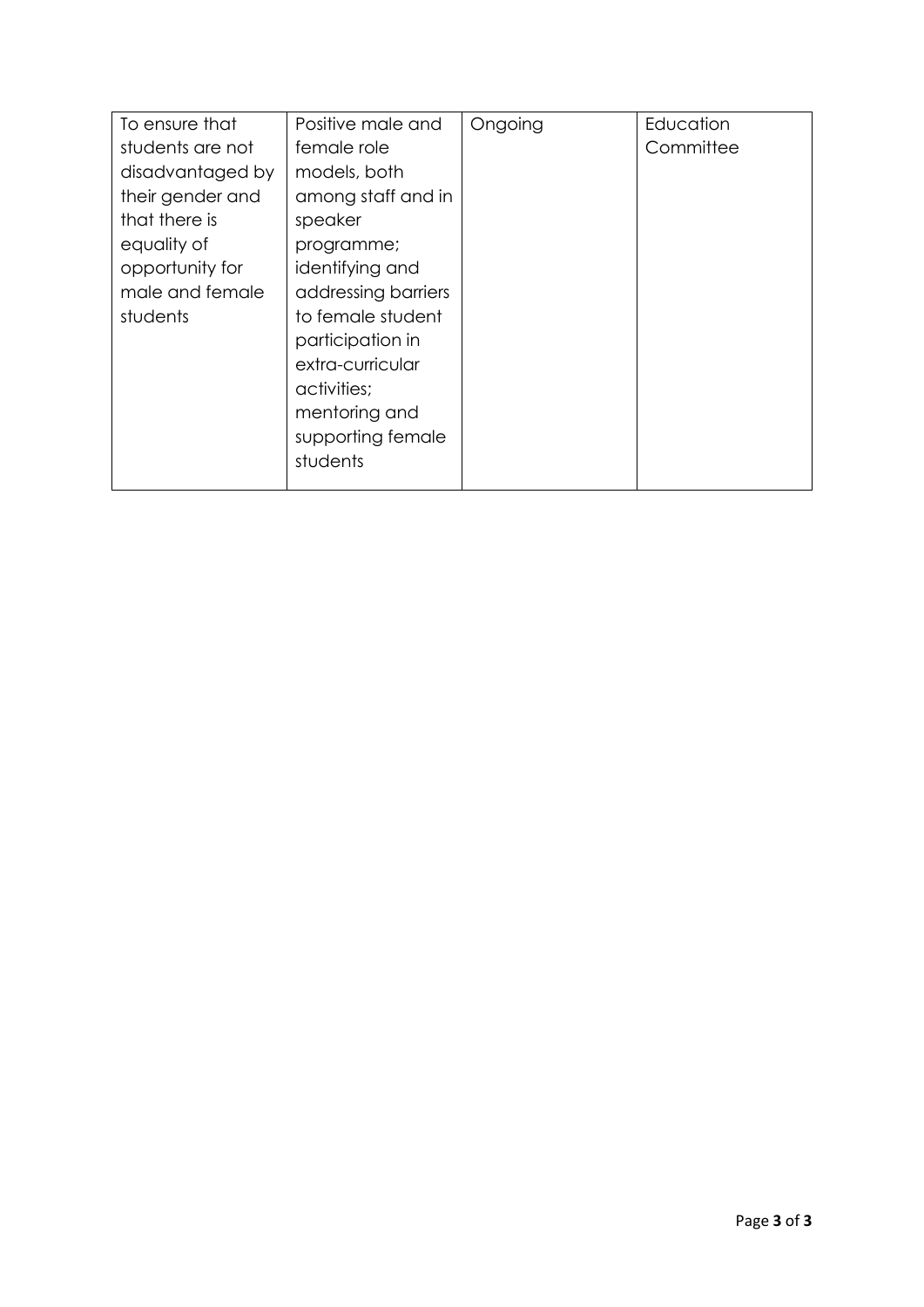| | | | |
|---|---|---|---|
| To ensure that students are not disadvantaged by their gender and that there is equality of opportunity for male and female students | Positive male and female role models, both among staff and in speaker programme; identifying and addressing barriers to female student participation in extra-curricular activities; mentoring and supporting female students | Ongoing | Education Committee |